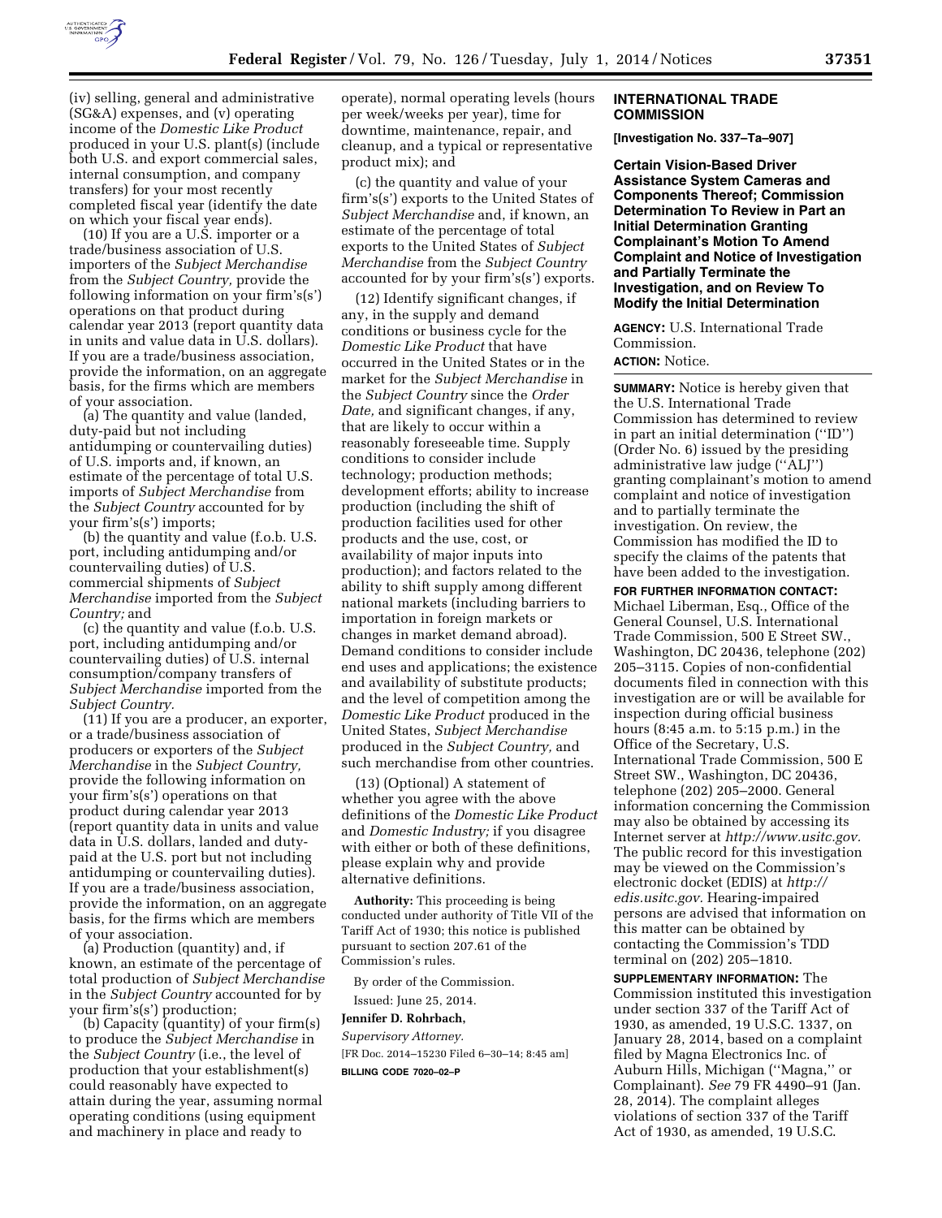(iv) selling, general and administrative (SG&A) expenses, and (v) operating income of the *Domestic Like Product* produced in your U.S. plant(s) (include both U.S. and export commercial sales, internal consumption, and company transfers) for your most recently completed fiscal year (identify the date on which your fiscal year ends).

(10) If you are a U.S. importer or a trade/business association of U.S. importers of the *Subject Merchandise* from the *Subject Country,* provide the following information on your firm's(s') operations on that product during calendar year 2013 (report quantity data in units and value data in U.S. dollars). If you are a trade/business association, provide the information, on an aggregate basis, for the firms which are members of your association.

(a) The quantity and value (landed, duty-paid but not including antidumping or countervailing duties) of U.S. imports and, if known, an estimate of the percentage of total U.S. imports of *Subject Merchandise* from the *Subject Country* accounted for by your firm's(s') imports;

(b) the quantity and value (f.o.b. U.S. port, including antidumping and/or countervailing duties) of U.S. commercial shipments of *Subject Merchandise* imported from the *Subject Country;* and

(c) the quantity and value (f.o.b. U.S. port, including antidumping and/or countervailing duties) of U.S. internal consumption/company transfers of *Subject Merchandise* imported from the *Subject Country.*

(11) If you are a producer, an exporter, or a trade/business association of producers or exporters of the *Subject Merchandise* in the *Subject Country,* provide the following information on your firm's(s') operations on that product during calendar year 2013 (report quantity data in units and value data in U.S. dollars, landed and duty-paid at the U.S. port but not including antidumping or countervailing duties). If you are a trade/business association, provide the information, on an aggregate basis, for the firms which are members of your association.

(a) Production (quantity) and, if known, an estimate of the percentage of total production of *Subject Merchandise* in the *Subject Country* accounted for by your firm's(s') production;

(b) Capacity (quantity) of your firm(s) to produce the *Subject Merchandise* in the *Subject Country* (i.e., the level of production that your establishment(s) could reasonably have expected to attain during the year, assuming normal operating conditions (using equipment and machinery in place and ready to operate), normal operating levels (hours per week/weeks per year), time for downtime, maintenance, repair, and cleanup, and a typical or representative product mix); and

(c) the quantity and value of your firm's(s') exports to the United States of *Subject Merchandise* and, if known, an estimate of the percentage of total exports to the United States of *Subject Merchandise* from the *Subject Country* accounted for by your firm's(s') exports.

(12) Identify significant changes, if any, in the supply and demand conditions or business cycle for the *Domestic Like Product* that have occurred in the United States or in the market for the *Subject Merchandise* in the *Subject Country* since the *Order Date,* and significant changes, if any, that are likely to occur within a reasonably foreseeable time. Supply conditions to consider include technology; production methods; development efforts; ability to increase production (including the shift of production facilities used for other products and the use, cost, or availability of major inputs into production); and factors related to the ability to shift supply among different national markets (including barriers to importation in foreign markets or changes in market demand abroad). Demand conditions to consider include end uses and applications; the existence and availability of substitute products; and the level of competition among the *Domestic Like Product* produced in the United States, *Subject Merchandise* produced in the *Subject Country,* and such merchandise from other countries.

(13) (Optional) A statement of whether you agree with the above definitions of the *Domestic Like Product* and *Domestic Industry;* if you disagree with either or both of these definitions, please explain why and provide alternative definitions.

**Authority:** This proceeding is being conducted under authority of Title VII of the Tariff Act of 1930; this notice is published pursuant to section 207.61 of the Commission's rules.

By order of the Commission.

Issued: June 25, 2014.

**Jennifer D. Rohrbach,**

*Supervisory Attorney.*

[FR Doc. 2014–15230 Filed 6–30–14; 8:45 am]

**BILLING CODE 7020–02–P**

## INTERNATIONAL TRADE COMMISSION

**[Investigation No. 337–Ta–907]**

### Certain Vision-Based Driver Assistance System Cameras and Components Thereof; Commission Determination To Review in Part an Initial Determination Granting Complainant's Motion To Amend Complaint and Notice of Investigation and Partially Terminate the Investigation, and on Review To Modify the Initial Determination

**AGENCY:** U.S. International Trade Commission.

**ACTION:** Notice.

**SUMMARY:** Notice is hereby given that the U.S. International Trade Commission has determined to review in part an initial determination ("ID") (Order No. 6) issued by the presiding administrative law judge ("ALJ") granting complainant's motion to amend complaint and notice of investigation and to partially terminate the investigation. On review, the Commission has modified the ID to specify the claims of the patents that have been added to the investigation.

**FOR FURTHER INFORMATION CONTACT:** Michael Liberman, Esq., Office of the General Counsel, U.S. International Trade Commission, 500 E Street SW., Washington, DC 20436, telephone (202) 205–3115. Copies of non-confidential documents filed in connection with this investigation are or will be available for inspection during official business hours (8:45 a.m. to 5:15 p.m.) in the Office of the Secretary, U.S. International Trade Commission, 500 E Street SW., Washington, DC 20436, telephone (202) 205–2000. General information concerning the Commission may also be obtained by accessing its Internet server at *http://www.usitc.gov.* The public record for this investigation may be viewed on the Commission's electronic docket (EDIS) at *http://edis.usitc.gov.* Hearing-impaired persons are advised that information on this matter can be obtained by contacting the Commission's TDD terminal on (202) 205–1810.

**SUPPLEMENTARY INFORMATION:** The Commission instituted this investigation under section 337 of the Tariff Act of 1930, as amended, 19 U.S.C. 1337, on January 28, 2014, based on a complaint filed by Magna Electronics Inc. of Auburn Hills, Michigan ("Magna," or Complainant). *See* 79 FR 4490–91 (Jan. 28, 2014). The complaint alleges violations of section 337 of the Tariff Act of 1930, as amended, 19 U.S.C.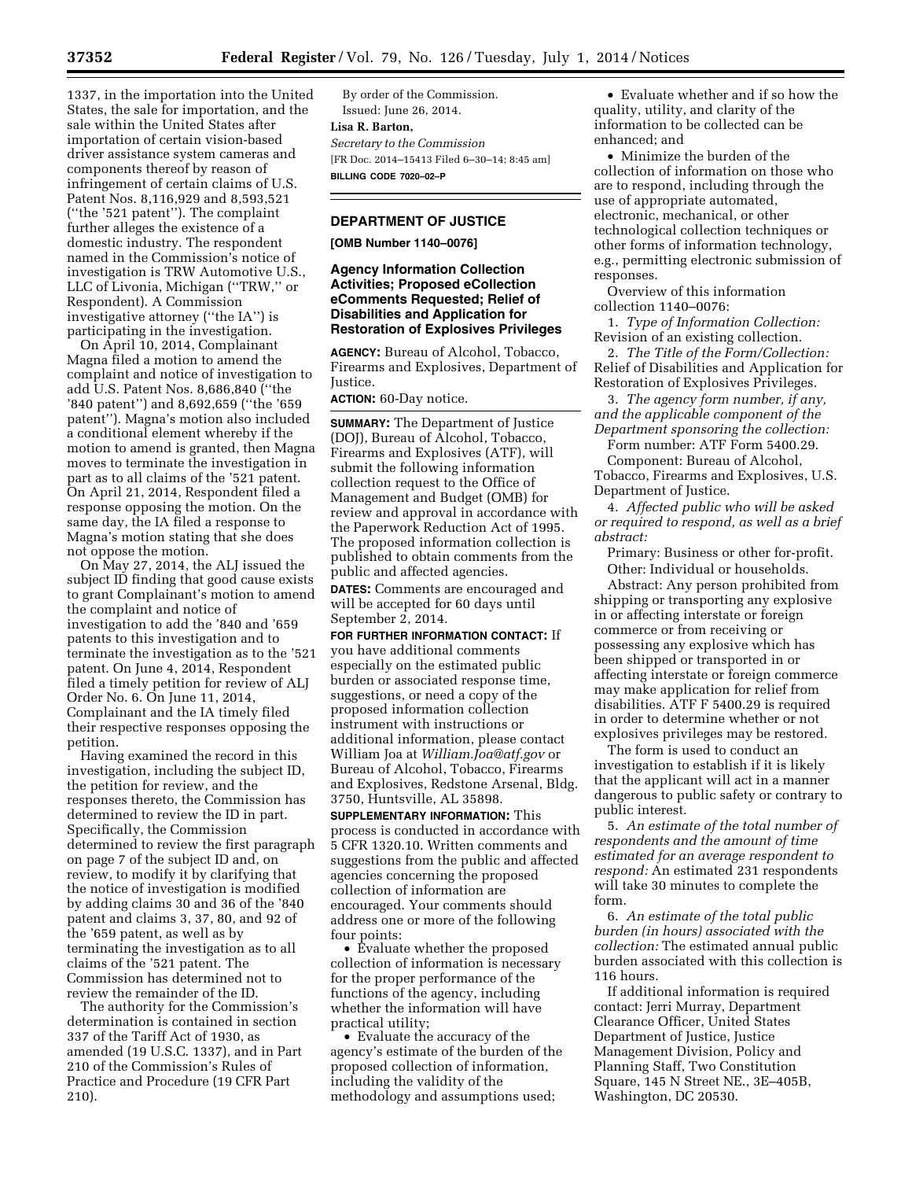1337, in the importation into the United States, the sale for importation, and the sale within the United States after importation of certain vision-based driver assistance system cameras and components thereof by reason of infringement of certain claims of U.S. Patent Nos. 8,116,929 and 8,593,521 (''the '521 patent''). The complaint further alleges the existence of a domestic industry. The respondent named in the Commission's notice of investigation is TRW Automotive U.S., LLC of Livonia, Michigan (''TRW,'' or Respondent). A Commission investigative attorney (''the IA'') is participating in the investigation.

On April 10, 2014, Complainant Magna filed a motion to amend the complaint and notice of investigation to add U.S. Patent Nos. 8,686,840 (''the '840 patent'') and 8,692,659 (''the '659 patent''). Magna's motion also included a conditional element whereby if the motion to amend is granted, then Magna moves to terminate the investigation in part as to all claims of the '521 patent. On April 21, 2014, Respondent filed a response opposing the motion. On the same day, the IA filed a response to Magna's motion stating that she does not oppose the motion.

On May 27, 2014, the ALJ issued the subject ID finding that good cause exists to grant Complainant's motion to amend the complaint and notice of investigation to add the '840 and '659 patents to this investigation and to terminate the investigation as to the '521 patent. On June 4, 2014, Respondent filed a timely petition for review of ALJ Order No. 6. On June 11, 2014, Complainant and the IA timely filed their respective responses opposing the petition.

Having examined the record in this investigation, including the subject ID, the petition for review, and the responses thereto, the Commission has determined to review the ID in part. Specifically, the Commission determined to review the first paragraph on page 7 of the subject ID and, on review, to modify it by clarifying that the notice of investigation is modified by adding claims 30 and 36 of the '840 patent and claims 3, 37, 80, and 92 of the '659 patent, as well as by terminating the investigation as to all claims of the '521 patent. The Commission has determined not to review the remainder of the ID.

The authority for the Commission's determination is contained in section 337 of the Tariff Act of 1930, as amended (19 U.S.C. 1337), and in Part 210 of the Commission's Rules of Practice and Procedure (19 CFR Part 210).

By order of the Commission.

Issued: June 26, 2014.

**Lisa R. Barton,**

*Secretary to the Commission*

[FR Doc. 2014–15413 Filed 6–30–14; 8:45 am]

**BILLING CODE 7020–02–P**

## DEPARTMENT OF JUSTICE

**[OMB Number 1140–0076]**

### Agency Information Collection Activities; Proposed eCollection eComments Requested; Relief of Disabilities and Application for Restoration of Explosives Privileges

**AGENCY:** Bureau of Alcohol, Tobacco, Firearms and Explosives, Department of Justice.

**ACTION:** 60-Day notice.

**SUMMARY:** The Department of Justice (DOJ), Bureau of Alcohol, Tobacco, Firearms and Explosives (ATF), will submit the following information collection request to the Office of Management and Budget (OMB) for review and approval in accordance with the Paperwork Reduction Act of 1995. The proposed information collection is published to obtain comments from the public and affected agencies.

**DATES:** Comments are encouraged and will be accepted for 60 days until September 2, 2014.

**FOR FURTHER INFORMATION CONTACT:** If you have additional comments especially on the estimated public burden or associated response time, suggestions, or need a copy of the proposed information collection instrument with instructions or additional information, please contact William Joa at *William.Joa@atf.gov* or Bureau of Alcohol, Tobacco, Firearms and Explosives, Redstone Arsenal, Bldg. 3750, Huntsville, AL 35898.

**SUPPLEMENTARY INFORMATION:** This process is conducted in accordance with 5 CFR 1320.10. Written comments and suggestions from the public and affected agencies concerning the proposed collection of information are encouraged. Your comments should address one or more of the following four points:

- Evaluate whether the proposed collection of information is necessary for the proper performance of the functions of the agency, including whether the information will have practical utility;
- Evaluate the accuracy of the agency's estimate of the burden of the proposed collection of information, including the validity of the methodology and assumptions used;
- Evaluate whether and if so how the quality, utility, and clarity of the information to be collected can be enhanced; and
- Minimize the burden of the collection of information on those who are to respond, including through the use of appropriate automated, electronic, mechanical, or other technological collection techniques or other forms of information technology, e.g., permitting electronic submission of responses.

Overview of this information collection 1140–0076:

1. *Type of Information Collection:* Revision of an existing collection.

2. *The Title of the Form/Collection:* Relief of Disabilities and Application for Restoration of Explosives Privileges.

3. *The agency form number, if any, and the applicable component of the Department sponsoring the collection:*

Form number: ATF Form 5400.29.

Component: Bureau of Alcohol, Tobacco, Firearms and Explosives, U.S. Department of Justice.

4. *Affected public who will be asked or required to respond, as well as a brief abstract:*

Primary: Business or other for-profit.

Other: Individual or households.

Abstract: Any person prohibited from shipping or transporting any explosive in or affecting interstate or foreign commerce or from receiving or possessing any explosive which has been shipped or transported in or affecting interstate or foreign commerce may make application for relief from disabilities. ATF F 5400.29 is required in order to determine whether or not explosives privileges may be restored.

The form is used to conduct an investigation to establish if it is likely that the applicant will act in a manner dangerous to public safety or contrary to public interest.

5. *An estimate of the total number of respondents and the amount of time estimated for an average respondent to respond:* An estimated 231 respondents will take 30 minutes to complete the form.

6. *An estimate of the total public burden (in hours) associated with the collection:* The estimated annual public burden associated with this collection is 116 hours.

If additional information is required contact: Jerri Murray, Department Clearance Officer, United States Department of Justice, Justice Management Division, Policy and Planning Staff, Two Constitution Square, 145 N Street NE., 3E–405B, Washington, DC 20530.